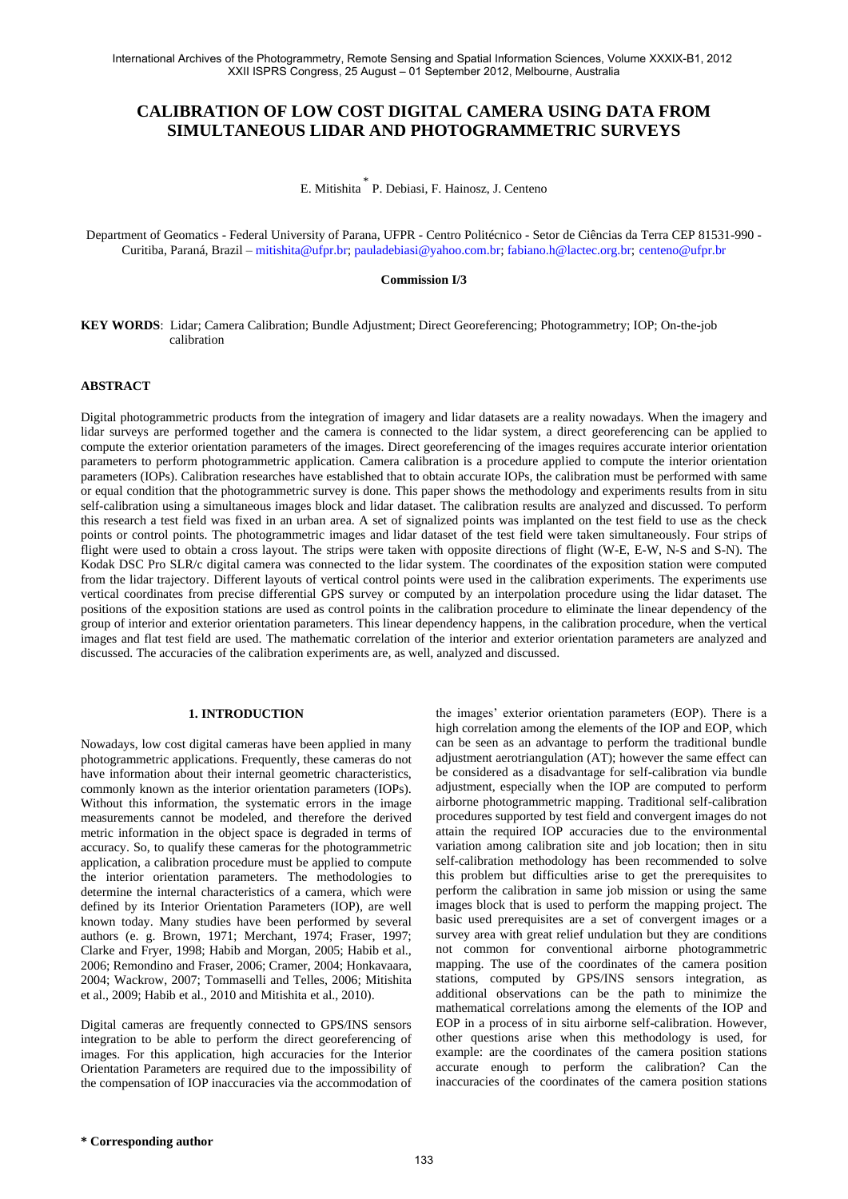# CALIBRATION OF LOW COST DIGITAL CAMERA USING DATA FROM SIMULTANEOUS LIDAR AND PHOTOGRAMMETRIC SURVEYS

E. Mitishita [*] P. Debiasi, F. Hainosz, J. Centeno

Department of Geomatics - Federal University of Parana, UFPR - Centro Politécnico - Setor de Ciências da Terra CEP 81531-990 - Curitiba, Paraná, Brazil – mitishita@ufpr.br; pauladebiasi@yahoo.com.br; fabiano.h@lactec.org.br; centeno@ufpr.br

**Commission I/3**

**KEY WORDS**: Lidar; Camera Calibration; Bundle Adjustment; Direct Georeferencing; Photogrammetry; IOP; On-the-job calibration

## ABSTRACT

Digital photogrammetric products from the integration of imagery and lidar datasets are a reality nowadays. When the imagery and lidar surveys are performed together and the camera is connected to the lidar system, a direct georeferencing can be applied to compute the exterior orientation parameters of the images. Direct georeferencing of the images requires accurate interior orientation parameters to perform photogrammetric application. Camera calibration is a procedure applied to compute the interior orientation parameters (IOPs). Calibration researches have established that to obtain accurate IOPs, the calibration must be performed with same or equal condition that the photogrammetric survey is done. This paper shows the methodology and experiments results from in situ self-calibration using a simultaneous images block and lidar dataset. The calibration results are analyzed and discussed. To perform this research a test field was fixed in an urban area. A set of signalized points was implanted on the test field to use as the check points or control points. The photogrammetric images and lidar dataset of the test field were taken simultaneously. Four strips of flight were used to obtain a cross layout. The strips were taken with opposite directions of flight (W-E, E-W, N-S and S-N). The Kodak DSC Pro SLR/c digital camera was connected to the lidar system. The coordinates of the exposition station were computed from the lidar trajectory. Different layouts of vertical control points were used in the calibration experiments. The experiments use vertical coordinates from precise differential GPS survey or computed by an interpolation procedure using the lidar dataset. The positions of the exposition stations are used as control points in the calibration procedure to eliminate the linear dependency of the group of interior and exterior orientation parameters. This linear dependency happens, in the calibration procedure, when the vertical images and flat test field are used. The mathematic correlation of the interior and exterior orientation parameters are analyzed and discussed. The accuracies of the calibration experiments are, as well, analyzed and discussed.

## 1. INTRODUCTION

Nowadays, low cost digital cameras have been applied in many photogrammetric applications. Frequently, these cameras do not have information about their internal geometric characteristics, commonly known as the interior orientation parameters (IOPs). Without this information, the systematic errors in the image measurements cannot be modeled, and therefore the derived metric information in the object space is degraded in terms of accuracy. So, to qualify these cameras for the photogrammetric application, a calibration procedure must be applied to compute the interior orientation parameters. The methodologies to determine the internal characteristics of a camera, which were defined by its Interior Orientation Parameters (IOP), are well known today. Many studies have been performed by several authors (e. g. Brown, 1971; Merchant, 1974; Fraser, 1997; Clarke and Fryer, 1998; Habib and Morgan, 2005; Habib et al., 2006; Remondino and Fraser, 2006; Cramer, 2004; Honkavaara, 2004; Wackrow, 2007; Tommaselli and Telles, 2006; Mitishita et al., 2009; Habib et al., 2010 and Mitishita et al., 2010).

Digital cameras are frequently connected to GPS/INS sensors integration to be able to perform the direct georeferencing of images. For this application, high accuracies for the Interior Orientation Parameters are required due to the impossibility of the compensation of IOP inaccuracies via the accommodation of the images' exterior orientation parameters (EOP). There is a high correlation among the elements of the IOP and EOP, which can be seen as an advantage to perform the traditional bundle adjustment aerotriangulation (AT); however the same effect can be considered as a disadvantage for self-calibration via bundle adjustment, especially when the IOP are computed to perform airborne photogrammetric mapping. Traditional self-calibration procedures supported by test field and convergent images do not attain the required IOP accuracies due to the environmental variation among calibration site and job location; then in situ self-calibration methodology has been recommended to solve this problem but difficulties arise to get the prerequisites to perform the calibration in same job mission or using the same images block that is used to perform the mapping project. The basic used prerequisites are a set of convergent images or a survey area with great relief undulation but they are conditions not common for conventional airborne photogrammetric mapping. The use of the coordinates of the camera position stations, computed by GPS/INS sensors integration, as additional observations can be the path to minimize the mathematical correlations among the elements of the IOP and EOP in a process of in situ airborne self-calibration. However, other questions arise when this methodology is used, for example: are the coordinates of the camera position stations accurate enough to perform the calibration? Can the inaccuracies of the coordinates of the camera position stations

**\* Corresponding author**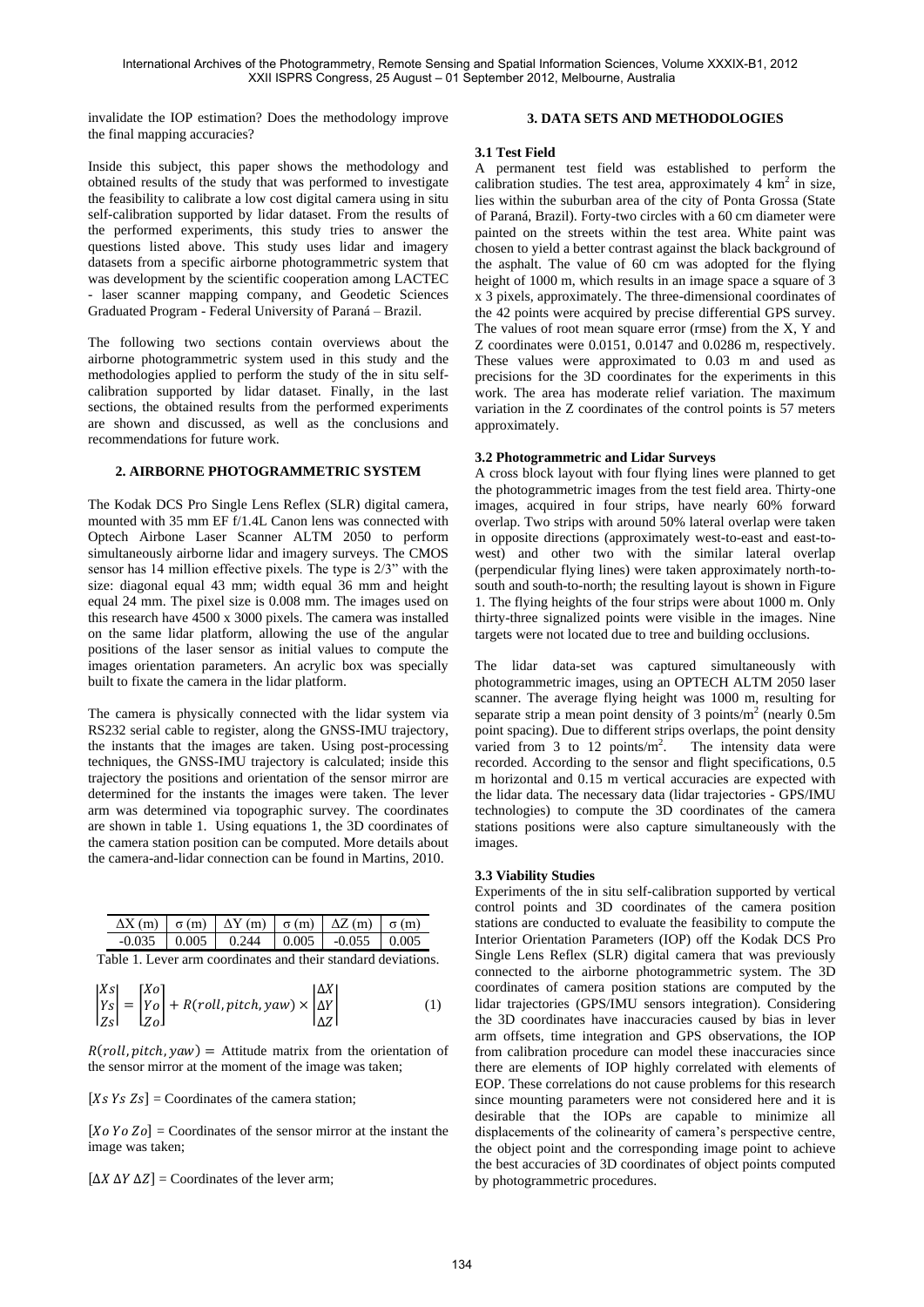invalidate the IOP estimation? Does the methodology improve the final mapping accuracies?

Inside this subject, this paper shows the methodology and obtained results of the study that was performed to investigate the feasibility to calibrate a low cost digital camera using in situ self-calibration supported by lidar dataset. From the results of the performed experiments, this study tries to answer the questions listed above. This study uses lidar and imagery datasets from a specific airborne photogrammetric system that was development by the scientific cooperation among LACTEC - laser scanner mapping company, and Geodetic Sciences Graduated Program - Federal University of Paraná – Brazil.

The following two sections contain overviews about the airborne photogrammetric system used in this study and the methodologies applied to perform the study of the in situ self-calibration supported by lidar dataset. Finally, in the last sections, the obtained results from the performed experiments are shown and discussed, as well as the conclusions and recommendations for future work.

## 2. AIRBORNE PHOTOGRAMMETRIC SYSTEM

The Kodak DCS Pro Single Lens Reflex (SLR) digital camera, mounted with 35 mm EF f/1.4L Canon lens was connected with Optech Airbone Laser Scanner ALTM 2050 to perform simultaneously airborne lidar and imagery surveys. The CMOS sensor has 14 million effective pixels. The type is 2/3" with the size: diagonal equal 43 mm; width equal 36 mm and height equal 24 mm. The pixel size is 0.008 mm. The images used on this research have 4500 x 3000 pixels. The camera was installed on the same lidar platform, allowing the use of the angular positions of the laser sensor as initial values to compute the images orientation parameters. An acrylic box was specially built to fixate the camera in the lidar platform.

The camera is physically connected with the lidar system via RS232 serial cable to register, along the GNSS-IMU trajectory, the instants that the images are taken. Using post-processing techniques, the GNSS-IMU trajectory is calculated; inside this trajectory the positions and orientation of the sensor mirror are determined for the instants the images were taken. The lever arm was determined via topographic survey. The coordinates are shown in table 1. Using equations 1, the 3D coordinates of the camera station position can be computed. More details about the camera-and-lidar connection can be found in Martins, 2010.

| ΔX (m) | σ (m) | ΔY (m) | σ (m) | ΔZ (m) | σ (m) |
|---|---|---|---|---|---|
| -0.035 | 0.005 | 0.244 | 0.005 | -0.055 | 0.005 |

Table 1. Lever arm coordinates and their standard deviations.

$$\begin{vmatrix} Xs \\ Ys \\ Zs \end{vmatrix} = \begin{bmatrix} Xo \\ Yo \\ Zo \end{bmatrix} + R(roll, pitch, yaw) \times \begin{vmatrix} \Delta X \\ \Delta Y \\ \Delta Z \end{vmatrix} \quad (1)$$

$R(roll, pitch, yaw) =$ Attitude matrix from the orientation of the sensor mirror at the moment of the image was taken;

$[Xs\ Ys\ Zs]$ = Coordinates of the camera station;

$[Xo\ Yo\ Zo]$ = Coordinates of the sensor mirror at the instant the image was taken;

$[\Delta X\ \Delta Y\ \Delta Z]$ = Coordinates of the lever arm;

## 3. DATA SETS AND METHODOLOGIES

### 3.1 Test Field

A permanent test field was established to perform the calibration studies. The test area, approximately 4 km$^2$ in size, lies within the suburban area of the city of Ponta Grossa (State of Paraná, Brazil). Forty-two circles with a 60 cm diameter were painted on the streets within the test area. White paint was chosen to yield a better contrast against the black background of the asphalt. The value of 60 cm was adopted for the flying height of 1000 m, which results in an image space a square of 3 x 3 pixels, approximately. The three-dimensional coordinates of the 42 points were acquired by precise differential GPS survey. The values of root mean square error (rmse) from the X, Y and Z coordinates were 0.0151, 0.0147 and 0.0286 m, respectively. These values were approximated to 0.03 m and used as precisions for the 3D coordinates for the experiments in this work. The area has moderate relief variation. The maximum variation in the Z coordinates of the control points is 57 meters approximately.

### 3.2 Photogrammetric and Lidar Surveys

A cross block layout with four flying lines were planned to get the photogrammetric images from the test field area. Thirty-one images, acquired in four strips, have nearly 60% forward overlap. Two strips with around 50% lateral overlap were taken in opposite directions (approximately west-to-east and east-to-west) and other two with the similar lateral overlap (perpendicular flying lines) were taken approximately north-to-south and south-to-north; the resulting layout is shown in Figure 1. The flying heights of the four strips were about 1000 m. Only thirty-three signalized points were visible in the images. Nine targets were not located due to tree and building occlusions.

The lidar data-set was captured simultaneously with photogrammetric images, using an OPTECH ALTM 2050 laser scanner. The average flying height was 1000 m, resulting for separate strip a mean point density of 3 points/m$^2$ (nearly 0.5m point spacing). Due to different strips overlaps, the point density varied from 3 to 12 points/m$^2$. The intensity data were recorded. According to the sensor and flight specifications, 0.5 m horizontal and 0.15 m vertical accuracies are expected with the lidar data. The necessary data (lidar trajectories - GPS/IMU technologies) to compute the 3D coordinates of the camera stations positions were also capture simultaneously with the images.

### 3.3 Viability Studies

Experiments of the in situ self-calibration supported by vertical control points and 3D coordinates of the camera position stations are conducted to evaluate the feasibility to compute the Interior Orientation Parameters (IOP) off the Kodak DCS Pro Single Lens Reflex (SLR) digital camera that was previously connected to the airborne photogrammetric system. The 3D coordinates of camera position stations are computed by the lidar trajectories (GPS/IMU sensors integration). Considering the 3D coordinates have inaccuracies caused by bias in lever arm offsets, time integration and GPS observations, the IOP from calibration procedure can model these inaccuracies since there are elements of IOP highly correlated with elements of EOP. These correlations do not cause problems for this research since mounting parameters were not considered here and it is desirable that the IOPs are capable to minimize all displacements of the colinearity of camera's perspective centre, the object point and the corresponding image point to achieve the best accuracies of 3D coordinates of object points computed by photogrammetric procedures.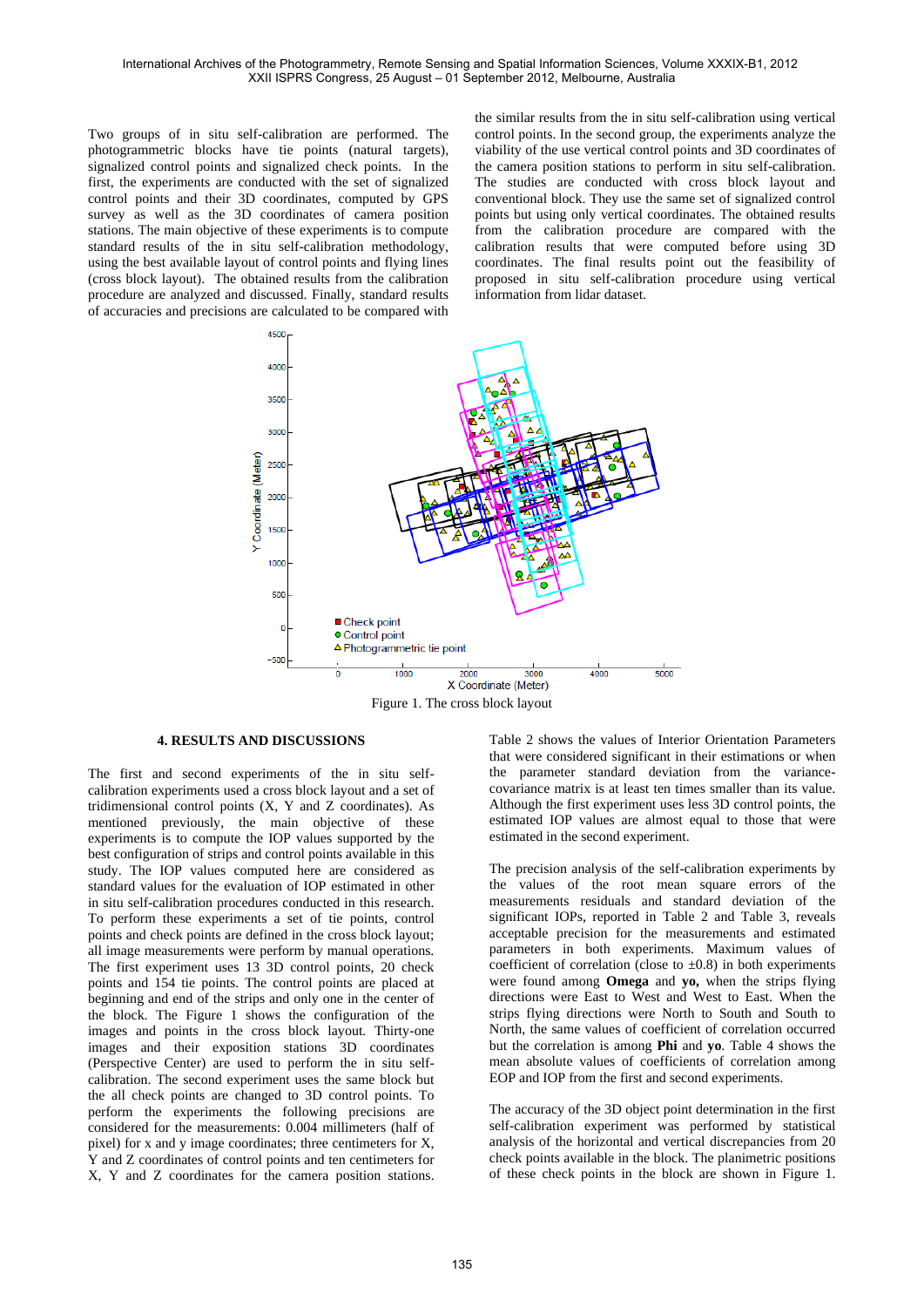Two groups of in situ self-calibration are performed. The photogrammetric blocks have tie points (natural targets), signalized control points and signalized check points. In the first, the experiments are conducted with the set of signalized control points and their 3D coordinates, computed by GPS survey as well as the 3D coordinates of camera position stations. The main objective of these experiments is to compute standard results of the in situ self-calibration methodology, using the best available layout of control points and flying lines (cross block layout). The obtained results from the calibration procedure are analyzed and discussed. Finally, standard results of accuracies and precisions are calculated to be compared with the similar results from the in situ self-calibration using vertical control points. In the second group, the experiments analyze the viability of the use vertical control points and 3D coordinates of the camera position stations to perform in situ self-calibration. The studies are conducted with cross block layout and conventional block. They use the same set of signalized control points but using only vertical coordinates. The obtained results from the calibration procedure are compared with the calibration results that were computed before using 3D coordinates. The final results point out the feasibility of proposed in situ self-calibration procedure using vertical information from lidar dataset.

Figure 1. The cross block layout

## 4. RESULTS AND DISCUSSIONS

The first and second experiments of the in situ self-calibration experiments used a cross block layout and a set of tridimensional control points (X, Y and Z coordinates). As mentioned previously, the main objective of these experiments is to compute the IOP values supported by the best configuration of strips and control points available in this study. The IOP values computed here are considered as standard values for the evaluation of IOP estimated in other in situ self-calibration procedures conducted in this research. To perform these experiments a set of tie points, control points and check points are defined in the cross block layout; all image measurements were perform by manual operations. The first experiment uses 13 3D control points, 20 check points and 154 tie points. The control points are placed at beginning and end of the strips and only one in the center of the block. The Figure 1 shows the configuration of the images and points in the cross block layout. Thirty-one images and their exposition stations 3D coordinates (Perspective Center) are used to perform the in situ self-calibration. The second experiment uses the same block but the all check points are changed to 3D control points. To perform the experiments the following precisions are considered for the measurements: 0.004 millimeters (half of pixel) for x and y image coordinates; three centimeters for X, Y and Z coordinates of control points and ten centimeters for X, Y and Z coordinates for the camera position stations.

Table 2 shows the values of Interior Orientation Parameters that were considered significant in their estimations or when the parameter standard deviation from the variance-covariance matrix is at least ten times smaller than its value. Although the first experiment uses less 3D control points, the estimated IOP values are almost equal to those that were estimated in the second experiment.

The precision analysis of the self-calibration experiments by the values of the root mean square errors of the measurements residuals and standard deviation of the significant IOPs, reported in Table 2 and Table 3, reveals acceptable precision for the measurements and estimated parameters in both experiments. Maximum values of coefficient of correlation (close to ±0.8) in both experiments were found among **Omega** and **yo,** when the strips flying directions were East to West and West to East. When the strips flying directions were North to South and South to North, the same values of coefficient of correlation occurred but the correlation is among **Phi** and **yo**. Table 4 shows the mean absolute values of coefficients of correlation among EOP and IOP from the first and second experiments.

The accuracy of the 3D object point determination in the first self-calibration experiment was performed by statistical analysis of the horizontal and vertical discrepancies from 20 check points available in the block. The planimetric positions of these check points in the block are shown in Figure 1.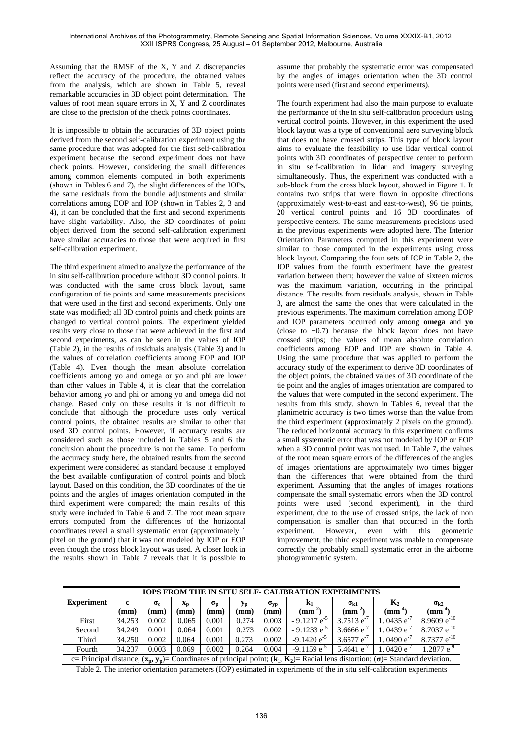Assuming that the RMSE of the X, Y and Z discrepancies reflect the accuracy of the procedure, the obtained values from the analysis, which are shown in Table 5, reveal remarkable accuracies in 3D object point determination. The values of root mean square errors in X, Y and Z coordinates are close to the precision of the check points coordinates.

It is impossible to obtain the accuracies of 3D object points derived from the second self-calibration experiment using the same procedure that was adopted for the first self-calibration experiment because the second experiment does not have check points. However, considering the small differences among common elements computed in both experiments (shown in Tables 6 and 7), the slight differences of the IOPs, the same residuals from the bundle adjustments and similar correlations among EOP and IOP (shown in Tables 2, 3 and 4), it can be concluded that the first and second experiments have slight variability. Also, the 3D coordinates of point object derived from the second self-calibration experiment have similar accuracies to those that were acquired in first self-calibration experiment.

The third experiment aimed to analyze the performance of the in situ self-calibration procedure without 3D control points. It was conducted with the same cross block layout, same configuration of tie points and same measurements precisions that were used in the first and second experiments. Only one state was modified; all 3D control points and check points are changed to vertical control points. The experiment yielded results very close to those that were achieved in the first and second experiments, as can be seen in the values of IOP (Table 2), in the results of residuals analysis (Table 3) and in the values of correlation coefficients among EOP and IOP (Table 4). Even though the mean absolute correlation coefficients among yo and omega or yo and phi are lower than other values in Table 4, it is clear that the correlation behavior among yo and phi or among yo and omega did not change. Based only on these results it is not difficult to conclude that although the procedure uses only vertical control points, the obtained results are similar to other that used 3D control points. However, if accuracy results are considered such as those included in Tables 5 and 6 the conclusion about the procedure is not the same. To perform the accuracy study here, the obtained results from the second experiment were considered as standard because it employed the best available configuration of control points and block layout. Based on this condition, the 3D coordinates of the tie points and the angles of images orientation computed in the third experiment were compared; the main results of this study were included in Table 6 and 7. The root mean square errors computed from the differences of the horizontal coordinates reveal a small systematic error (approximately 1 pixel on the ground) that it was not modeled by IOP or EOP even though the cross block layout was used. A closer look in the results shown in Table 7 reveals that it is possible to assume that probably the systematic error was compensated by the angles of images orientation when the 3D control points were used (first and second experiments).

The fourth experiment had also the main purpose to evaluate the performance of the in situ self-calibration procedure using vertical control points. However, in this experiment the used block layout was a type of conventional aero surveying block that does not have crossed strips. This type of block layout aims to evaluate the feasibility to use lidar vertical control points with 3D coordinates of perspective center to perform in situ self-calibration in lidar and imagery surveying simultaneously. Thus, the experiment was conducted with a sub-block from the cross block layout, showed in Figure 1. It contains two strips that were flown in opposite directions (approximately west-to-east and east-to-west), 96 tie points, 20 vertical control points and 16 3D coordinates of perspective centers. The same measurements precisions used in the previous experiments were adopted here. The Interior Orientation Parameters computed in this experiment were similar to those computed in the experiments using cross block layout. Comparing the four sets of IOP in Table 2, the IOP values from the fourth experiment have the greatest variation between them; however the value of sixteen micros was the maximum variation, occurring in the principal distance. The results from residuals analysis, shown in Table 3, are almost the same the ones that were calculated in the previous experiments. The maximum correlation among EOP and IOP parameters occurred only among **omega** and **yo** (close to ±0.7) because the block layout does not have crossed strips; the values of mean absolute correlation coefficients among EOP and IOP are shown in Table 4. Using the same procedure that was applied to perform the accuracy study of the experiment to derive 3D coordinates of the object points, the obtained values of 3D coordinate of the tie point and the angles of images orientation are compared to the values that were computed in the second experiment. The results from this study, shown in Tables 6, reveal that the planimetric accuracy is two times worse than the value from the third experiment (approximately 2 pixels on the ground). The reduced horizontal accuracy in this experiment confirms a small systematic error that was not modeled by IOP or EOP when a 3D control point was not used. In Table 7, the values of the root mean square errors of the differences of the angles of images orientations are approximately two times bigger than the differences that were obtained from the third experiment. Assuming that the angles of images rotations compensate the small systematic errors when the 3D control points were used (second experiment), in the third experiment, due to the use of crossed strips, the lack of non compensation is smaller than that occurred in the forth experiment. However, even with this geometric improvement, the third experiment was unable to compensate correctly the probably small systematic error in the airborne photogrammetric system.

| **IOPS FROM THE IN SITU SELF- CALIBRATION EXPERIMENTS** | | | | | | | | | | |
|---|---|---|---|---|---|---|---|---|---|---|
| **Experiment** | **c (mm)** | **$\sigma_c$ (mm)** | **$x_p$ (mm)** | **$\sigma_p$ (mm)** | **$y_p$ (mm)** | **$\sigma_{yp}$ (mm)** | **$k_1$ ($mm^{-2}$)** | **$\sigma_{k1}$ ($mm^{-2}$)** | **$K_2$ ($mm^{-4}$)** | **$\sigma_{k2}$ ($mm^{-4}$)** |
| First | 34.253 | 0.002 | 0.065 | 0.001 | 0.274 | 0.003 | - 9.1217 $e^{-5}$ | 3.7513 $e^{-7}$ | 1. 0435 $e^{-7}$ | 8.9609 $e^{-10}$ |
| Second | 34.249 | 0.001 | 0.064 | 0.001 | 0.273 | 0.002 | - 9.1233 $e^{-5}$ | 3.6666 $e^{-7}$ | 1. 0439 $e^{-7}$ | 8.7037 $e^{-10}$ |
| Third | 34.250 | 0.002 | 0.064 | 0.001 | 0.273 | 0.002 | -9.1420 $e^{-5}$ | 3.6577 $e^{-7}$ | 1. 0490 $e^{-7}$ | 8.7377 $e^{-10}$ |
| Fourth | 34.237 | 0.003 | 0.069 | 0.002 | 0.264 | 0.004 | -9.1159 $e^{-5}$ | 5.4641 $e^{-7}$ | 1. 0420 $e^{-7}$ | 1.2877 $e^{-9}$ |

c= Principal distance; (**$x_p$, $y_p$**)= Coordinates of principal point; (**$k_1$, $K_2$**)= Radial lens distortion; (**σ**)= Standard deviation.

Table 2. The interior orientation parameters (IOP) estimated in experiments of the in situ self-calibration experiments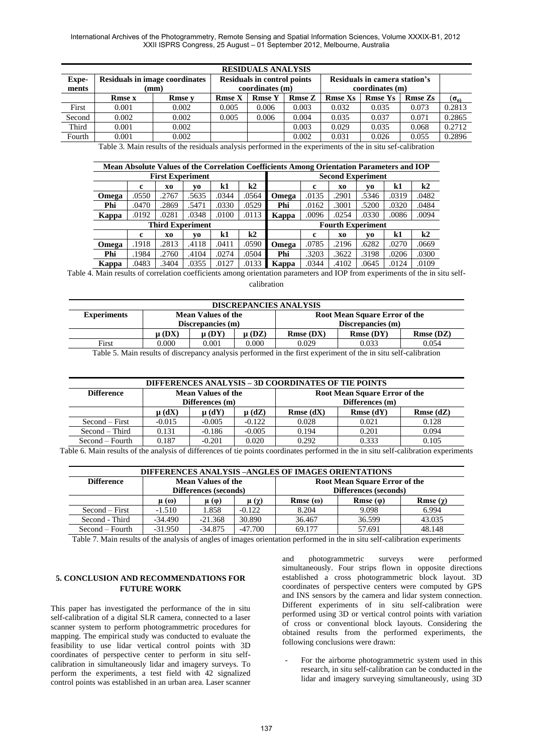| RESIDUALS ANALYSIS | | | | | | | | | |
|---|---|---|---|---|---|---|---|---|---|
| Expe-ments | Residuals in image coordinates (mm) | | Residuals in control points coordinates (m) | | | Residuals in camera station's coordinates (m) | | | |
| | Rmse x | Rmse y | Rmse X | Rmse Y | Rmse Z | Rmse Xs | Rmse Ys | Rmse Zs | $(\sigma_0)$ |
| First | 0.001 | 0.002 | 0.005 | 0.006 | 0.003 | 0.032 | 0.035 | 0.073 | 0.2813 |
| Second | 0.002 | 0.002 | 0.005 | 0.006 | 0.004 | 0.035 | 0.037 | 0.071 | 0.2865 |
| Third | 0.001 | 0.002 | | | 0.003 | 0.029 | 0.035 | 0.068 | 0.2712 |
| Fourth | 0.001 | 0.002 | | | 0.002 | 0.031 | 0.026 | 0.055 | 0.2896 |

Table 3. Main results of the residuals analysis performed in the experiments of the in situ sef-calibration

| Mean Absolute Values of the Correlation Coefficients Among Orientation Parameters and IOP | | | | | | | | | | | |
|---|---|---|---|---|---|---|---|---|---|---|---|
| First Experiment | | | | | | Second Experiment | | | | | |
| | c | xo | yo | k1 | k2 | | c | xo | yo | k1 | k2 |
| Omega | .0550 | .2767 | .5635 | .0344 | .0564 | Omega | .0135 | .2901 | .5346 | .0319 | .0482 |
| Phi | .0470 | .2869 | .5471 | .0330 | .0529 | Phi | .0162 | .3001 | .5200 | .0320 | .0484 |
| Kappa | .0192 | .0281 | .0348 | .0100 | .0113 | Kappa | .0096 | .0254 | .0330 | .0086 | .0094 |
| Third Experiment | | | | | | Fourth Experiment | | | | | |
| | c | xo | yo | k1 | k2 | | c | xo | yo | k1 | k2 |
| Omega | .1918 | .2813 | .4118 | .0411 | .0590 | Omega | .0785 | .2196 | .6282 | .0270 | .0669 |
| Phi | .1984 | .2760 | .4104 | .0274 | .0504 | Phi | .3203 | .3622 | .3198 | .0206 | .0300 |
| Kappa | .0483 | .3404 | .0355 | .0127 | .0133 | Kappa | .0344 | .4102 | .0645 | .0124 | .0109 |

Table 4. Main results of correlation coefficients among orientation parameters and IOP from experiments of the in situ self-calibration

| DISCREPANCIES ANALYSIS | | | | | | |
|---|---|---|---|---|---|---|
| Experiments | Mean Values of the Discrepancies (m) | | | Root Mean Square Error of the Discrepancies (m) | | |
| | μ (DX) | μ (DY) | μ (DZ) | Rmse (DX) | Rmse (DY) | Rmse (DZ) |
| First | 0.000 | 0.001 | 0.000 | 0.029 | 0.033 | 0.054 |

Table 5. Main results of discrepancy analysis performed in the first experiment of the in situ self-calibration

| DIFFERENCES ANALYSIS – 3D COORDINATES OF TIE POINTS | | | | | | |
|---|---|---|---|---|---|---|
| Difference | Mean Values of the Differences (m) | | | Root Mean Square Error of the Differences (m) | | |
| | μ (dX) | μ (dY) | μ (dZ) | Rmse (dX) | Rmse (dY) | Rmse (dZ) |
| Second – First | -0.015 | -0.005 | -0.122 | 0.028 | 0.021 | 0.128 |
| Second – Third | 0.131 | -0.186 | -0.005 | 0.194 | 0.201 | 0.094 |
| Second – Fourth | 0.187 | -0.201 | 0.020 | 0.292 | 0.333 | 0.105 |

Table 6. Main results of the analysis of differences of tie points coordinates performed in the in situ self-calibration experiments

| DIFFERENCES ANALYSIS –ANGLES OF IMAGES ORIENTATIONS | | | | | | |
|---|---|---|---|---|---|---|
| Difference | Mean Values of the Differences (seconds) | | | Root Mean Square Error of the Differences (seconds) | | |
| | μ (ω) | μ (φ) | μ (χ) | Rmse (ω) | Rmse (φ) | Rmse (χ) |
| Second – First | -1.510 | 1.858 | -0.122 | 8.204 | 9.098 | 6.994 |
| Second - Third | -34.490 | -21.368 | 30.890 | 36.467 | 36.599 | 43.035 |
| Second – Fourth | -31.950 | -34.875 | -47.700 | 69.177 | 57.691 | 48.148 |

Table 7. Main results of the analysis of angles of images orientation performed in the in situ self-calibration experiments

## 5. CONCLUSION AND RECOMMENDATIONS FOR FUTURE WORK

This paper has investigated the performance of the in situ self-calibration of a digital SLR camera, connected to a laser scanner system to perform photogrammetric procedures for mapping. The empirical study was conducted to evaluate the feasibility to use lidar vertical control points with 3D coordinates of perspective center to perform in situ self-calibration in simultaneously lidar and imagery surveys. To perform the experiments, a test field with 42 signalized control points was established in an urban area. Laser scanner and photogrammetric surveys were performed simultaneously. Four strips flown in opposite directions established a cross photogrammetric block layout. 3D coordinates of perspective centers were computed by GPS and INS sensors by the camera and lidar system connection. Different experiments of in situ self-calibration were performed using 3D or vertical control points with variation of cross or conventional block layouts. Considering the obtained results from the performed experiments, the following conclusions were drawn:

- For the airborne photogrammetric system used in this research, in situ self-calibration can be conducted in the lidar and imagery surveying simultaneously, using 3D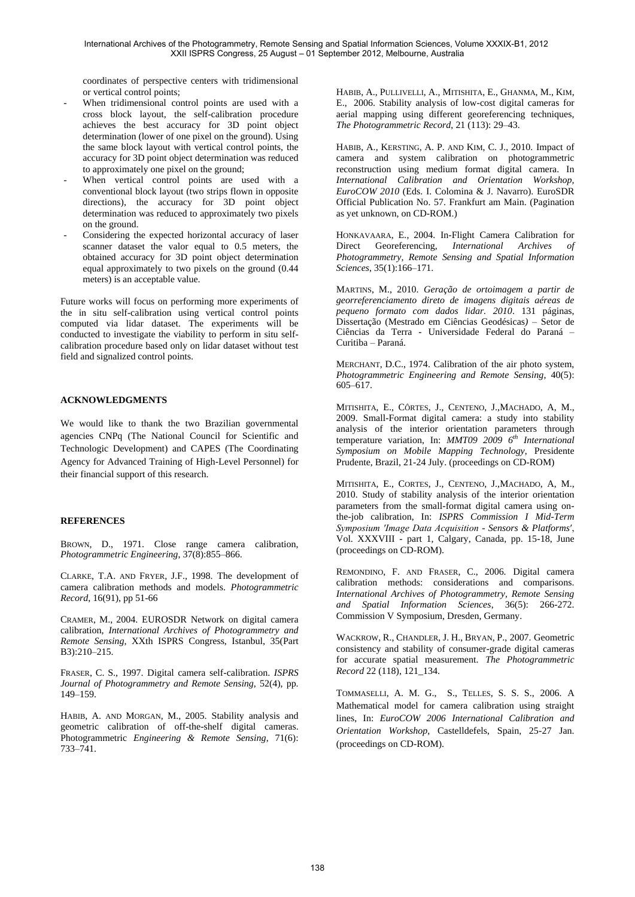coordinates of perspective centers with tridimensional or vertical control points;

- When tridimensional control points are used with a cross block layout, the self-calibration procedure achieves the best accuracy for 3D point object determination (lower of one pixel on the ground). Using the same block layout with vertical control points, the accuracy for 3D point object determination was reduced to approximately one pixel on the ground;
- When vertical control points are used with a conventional block layout (two strips flown in opposite directions), the accuracy for 3D point object determination was reduced to approximately two pixels on the ground.
- Considering the expected horizontal accuracy of laser scanner dataset the valor equal to 0.5 meters, the obtained accuracy for 3D point object determination equal approximately to two pixels on the ground (0.44 meters) is an acceptable value.

Future works will focus on performing more experiments of the in situ self-calibration using vertical control points computed via lidar dataset. The experiments will be conducted to investigate the viability to perform in situ self-calibration procedure based only on lidar dataset without test field and signalized control points.

## ACKNOWLEDGMENTS

We would like to thank the two Brazilian governmental agencies CNPq (The National Council for Scientific and Technologic Development) and CAPES (The Coordinating Agency for Advanced Training of High-Level Personnel) for their financial support of this research.

## REFERENCES

BROWN, D., 1971. Close range camera calibration, *Photogrammetric Engineering*, 37(8):855–866.

CLARKE, T.A. AND FRYER, J.F., 1998. The development of camera calibration methods and models. *Photogrammetric Record*, 16(91), pp 51-66

CRAMER, M., 2004. EUROSDR Network on digital camera calibration, *International Archives of Photogrammetry and Remote Sensing*, XXth ISPRS Congress, Istanbul, 35(Part B3):210–215.

FRASER, C. S., 1997. Digital camera self-calibration. *ISPRS Journal of Photogrammetry and Remote Sensing*, 52(4), pp. 149–159.

HABIB, A. AND MORGAN, M., 2005. Stability analysis and geometric calibration of off-the-shelf digital cameras. Photogrammetric *Engineering & Remote Sensing*, 71(6): 733–741.

HABIB, A., PULLIVELLI, A., MITISHITA, E., GHANMA, M., KIM, E., 2006. Stability analysis of low-cost digital cameras for aerial mapping using different georeferencing techniques, *The Photogrammetric Record*, 21 (113): 29–43.

HABIB, A., KERSTING, A. P. AND KIM, C. J., 2010. Impact of camera and system calibration on photogrammetric reconstruction using medium format digital camera. In *International Calibration and Orientation Workshop, EuroCOW 2010* (Eds. I. Colomina & J. Navarro). EuroSDR Official Publication No. 57. Frankfurt am Main. (Pagination as yet unknown, on CD-ROM.)

HONKAVAARA, E., 2004. In-Flight Camera Calibration for Direct Georeferencing, *International Archives of Photogrammetry, Remote Sensing and Spatial Information Sciences*, 35(1):166–171.

MARTINS, M., 2010. *Geração de ortoimagem a partir de georreferenciamento direto de imagens digitais aéreas de pequeno formato com dados lidar. 2010*. 131 páginas, Dissertação (Mestrado em Ciências Geodésicas*)* – Setor de Ciências da Terra - Universidade Federal do Paraná – Curitiba – Paraná.

MERCHANT, D.C., 1974. Calibration of the air photo system, *Photogrammetric Engineering and Remote Sensing*, 40(5): 605–617.

MITISHITA, E., CÔRTES, J., CENTENO, J.,MACHADO, A, M., 2009. Small-Format digital camera: a study into stability analysis of the interior orientation parameters through temperature variation, In: *MMT09 2009 6th International Symposium on Mobile Mapping Technology*, Presidente Prudente, Brazil, 21-24 July. (proceedings on CD-ROM)

MITISHITA, E., CORTES, J., CENTENO, J.,MACHADO, A, M., 2010. Study of stability analysis of the interior orientation parameters from the small-format digital camera using on-the-job calibration, In: *ISPRS Commission I Mid-Term Symposium 'Image Data Acquisition - Sensors & Platforms'*, Vol. XXXVIII - part 1, Calgary, Canada, pp. 15-18, June (proceedings on CD-ROM).

REMONDINO, F. AND FRASER, C., 2006. Digital camera calibration methods: considerations and comparisons. *International Archives of Photogrammetry, Remote Sensing and Spatial Information Sciences*, 36(5): 266-272. Commission V Symposium, Dresden, Germany.

WACKROW, R., CHANDLER, J. H., BRYAN, P., 2007. Geometric consistency and stability of consumer-grade digital cameras for accurate spatial measurement. *The Photogrammetric Record* 22 (118), 121_134.

TOMMASELLI, A. M. G., S., TELLES, S. S. S., 2006. A Mathematical model for camera calibration using straight lines, In: *EuroCOW 2006 International Calibration and Orientation Workshop*, Castelldefels, Spain, 25-27 Jan. (proceedings on CD-ROM).